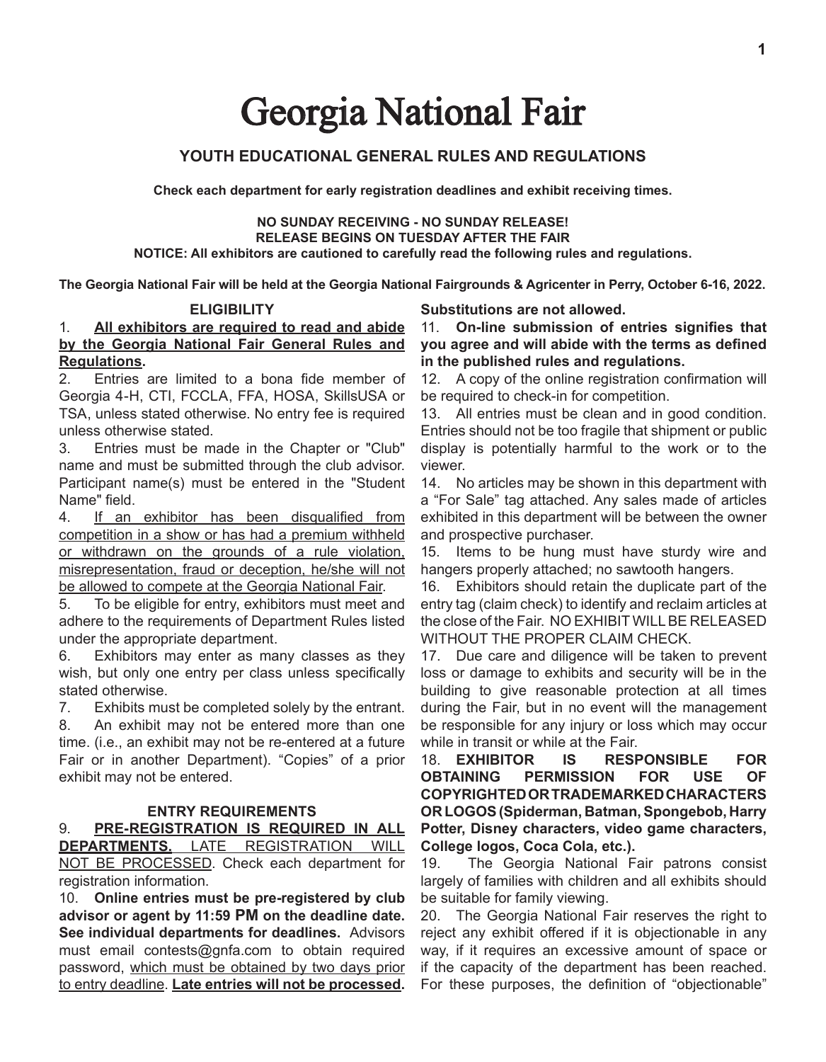# Georgia National Fair

## YOUTH EDUCATIONAL GENERAL RULES AND REGULATIONS

**Check each department for early registration deadlines and exhibit receiving times.**

**NO SUNDAY RECEIVING - NO SUNDAY RELEASE!**
**RELEASE BEGINS ON TUESDAY AFTER THE FAIR**
**NOTICE: All exhibitors are cautioned to carefully read the following rules and regulations.**

**The Georgia National Fair will be held at the Georgia National Fairgrounds & Agricenter in Perry, October 6-16, 2022.**

### ELIGIBILITY

1. **All exhibitors are required to read and abide by the Georgia National Fair General Rules and Regulations.**
2. Entries are limited to a bona fide member of Georgia 4-H, CTI, FCCLA, FFA, HOSA, SkillsUSA or TSA, unless stated otherwise. No entry fee is required unless otherwise stated.
3. Entries must be made in the Chapter or "Club" name and must be submitted through the club advisor. Participant name(s) must be entered in the "Student Name" field.
4. If an exhibitor has been disqualified from competition in a show or has had a premium withheld or withdrawn on the grounds of a rule violation, misrepresentation, fraud or deception, he/she will not be allowed to compete at the Georgia National Fair.
5. To be eligible for entry, exhibitors must meet and adhere to the requirements of Department Rules listed under the appropriate department.
6. Exhibitors may enter as many classes as they wish, but only one entry per class unless specifically stated otherwise.
7. Exhibits must be completed solely by the entrant.
8. An exhibit may not be entered more than one time. (i.e., an exhibit may not be re-entered at a future Fair or in another Department). "Copies" of a prior exhibit may not be entered.

### ENTRY REQUIREMENTS

9. **PRE-REGISTRATION IS REQUIRED IN ALL DEPARTMENTS.** LATE REGISTRATION WILL NOT BE PROCESSED. Check each department for registration information.
10. **Online entries must be pre-registered by club advisor or agent by 11:59 PM on the deadline date. See individual departments for deadlines.** Advisors must email contests@gnfa.com to obtain required password, which must be obtained by two days prior to entry deadline. **Late entries will not be processed. Substitutions are not allowed.**
11. **On-line submission of entries signifies that you agree and will abide with the terms as defined in the published rules and regulations.**
12. A copy of the online registration confirmation will be required to check-in for competition.
13. All entries must be clean and in good condition. Entries should not be too fragile that shipment or public display is potentially harmful to the work or to the viewer.
14. No articles may be shown in this department with a "For Sale" tag attached. Any sales made of articles exhibited in this department will be between the owner and prospective purchaser.
15. Items to be hung must have sturdy wire and hangers properly attached; no sawtooth hangers.
16. Exhibitors should retain the duplicate part of the entry tag (claim check) to identify and reclaim articles at the close of the Fair. NO EXHIBIT WILL BE RELEASED WITHOUT THE PROPER CLAIM CHECK.
17. Due care and diligence will be taken to prevent loss or damage to exhibits and security will be in the building to give reasonable protection at all times during the Fair, but in no event will the management be responsible for any injury or loss which may occur while in transit or while at the Fair.
18. **EXHIBITOR IS RESPONSIBLE FOR OBTAINING PERMISSION FOR USE OF COPYRIGHTED OR TRADEMARKED CHARACTERS OR LOGOS (Spiderman, Batman, Spongebob, Harry Potter, Disney characters, video game characters, College logos, Coca Cola, etc.).**
19. The Georgia National Fair patrons consist largely of families with children and all exhibits should be suitable for family viewing.
20. The Georgia National Fair reserves the right to reject any exhibit offered if it is objectionable in any way, if it requires an excessive amount of space or if the capacity of the department has been reached. For these purposes, the definition of "objectionable"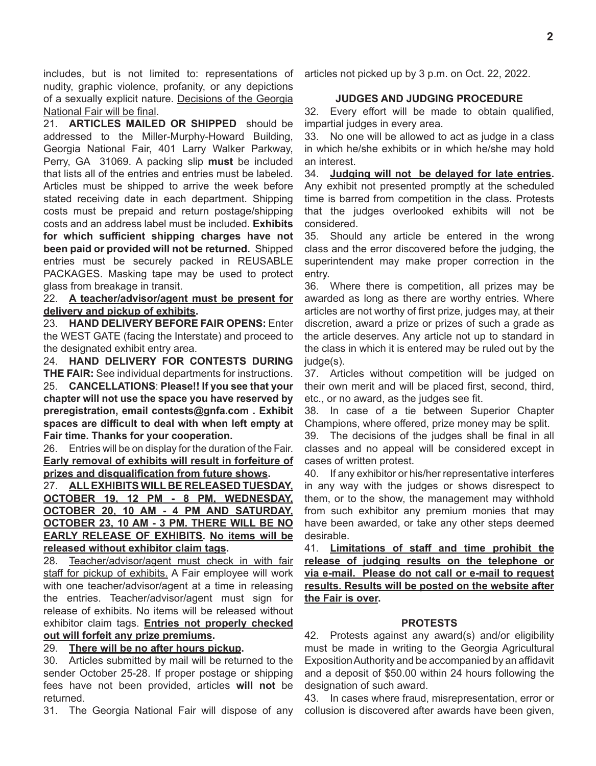includes, but is not limited to: representations of nudity, graphic violence, profanity, or any depictions of a sexually explicit nature. <u>Decisions of the Georgia National Fair will be final</u>.

21. **ARTICLES MAILED OR SHIPPED** should be addressed to the Miller-Murphy-Howard Building, Georgia National Fair, 401 Larry Walker Parkway, Perry, GA 31069. A packing slip **must** be included that lists all of the entries and entries must be labeled. Articles must be shipped to arrive the week before stated receiving date in each department. Shipping costs must be prepaid and return postage/shipping costs and an address label must be included. **Exhibits for which sufficient shipping charges have not been paid or provided will not be returned.** Shipped entries must be securely packed in REUSABLE PACKAGES. Masking tape may be used to protect glass from breakage in transit.

22. **<u>A teacher/advisor/agent must be present for delivery and pickup of exhibits</u>.**

23. **HAND DELIVERY BEFORE FAIR OPENS:** Enter the WEST GATE (facing the Interstate) and proceed to the designated exhibit entry area.

24. **HAND DELIVERY FOR CONTESTS DURING THE FAIR:** See individual departments for instructions.

25. **CANCELLATIONS**: **Please!! If you see that your chapter will not use the space you have reserved by preregistration, email contests@gnfa.com . Exhibit spaces are difficult to deal with when left empty at Fair time. Thanks for your cooperation.**

26. Entries will be on display for the duration of the Fair. **<u>Early removal of exhibits will result in forfeiture of prizes and disqualification from future shows</u>.**

27. **<u>ALL EXHIBITS WILL BE RELEASED TUESDAY, OCTOBER 19, 12 PM - 8 PM, WEDNESDAY, OCTOBER 20, 10 AM - 4 PM AND SATURDAY, OCTOBER 23, 10 AM - 3 PM. THERE WILL BE NO EARLY RELEASE OF EXHIBITS</u>. <u>No items will be released without exhibitor claim tags</u>.**

28. <u>Teacher/advisor/agent must check in with fair staff for pickup of exhibits.</u> A Fair employee will work with one teacher/advisor/agent at a time in releasing the entries. Teacher/advisor/agent must sign for release of exhibits. No items will be released without exhibitor claim tags. **<u>Entries not properly checked out will forfeit any prize premiums</u>.**

29. **<u>There will be no after hours pickup</u>.**

30. Articles submitted by mail will be returned to the sender October 25-28. If proper postage or shipping fees have not been provided, articles **will not** be returned.

31. The Georgia National Fair will dispose of any articles not picked up by 3 p.m. on Oct. 22, 2022.

### JUDGES AND JUDGING PROCEDURE

32. Every effort will be made to obtain qualified, impartial judges in every area.

33. No one will be allowed to act as judge in a class in which he/she exhibits or in which he/she may hold an interest.

34. **<u>Judging will not be delayed for late entries</u>.** Any exhibit not presented promptly at the scheduled time is barred from competition in the class. Protests that the judges overlooked exhibits will not be considered.

35. Should any article be entered in the wrong class and the error discovered before the judging, the superintendent may make proper correction in the entry.

36. Where there is competition, all prizes may be awarded as long as there are worthy entries. Where articles are not worthy of first prize, judges may, at their discretion, award a prize or prizes of such a grade as the article deserves. Any article not up to standard in the class in which it is entered may be ruled out by the judge(s).

37. Articles without competition will be judged on their own merit and will be placed first, second, third, etc., or no award, as the judges see fit.

38. In case of a tie between Superior Chapter Champions, where offered, prize money may be split.

39. The decisions of the judges shall be final in all classes and no appeal will be considered except in cases of written protest.

40. If any exhibitor or his/her representative interferes in any way with the judges or shows disrespect to them, or to the show, the management may withhold from such exhibitor any premium monies that may have been awarded, or take any other steps deemed desirable.

41. **<u>Limitations of staff and time prohibit the release of judging results on the telephone or via e-mail. Please do not call or e-mail to request results. Results will be posted on the website after the Fair is over</u>.**

### PROTESTS

42. Protests against any award(s) and/or eligibility must be made in writing to the Georgia Agricultural Exposition Authority and be accompanied by an affidavit and a deposit of $50.00 within 24 hours following the designation of such award.

43. In cases where fraud, misrepresentation, error or collusion is discovered after awards have been given,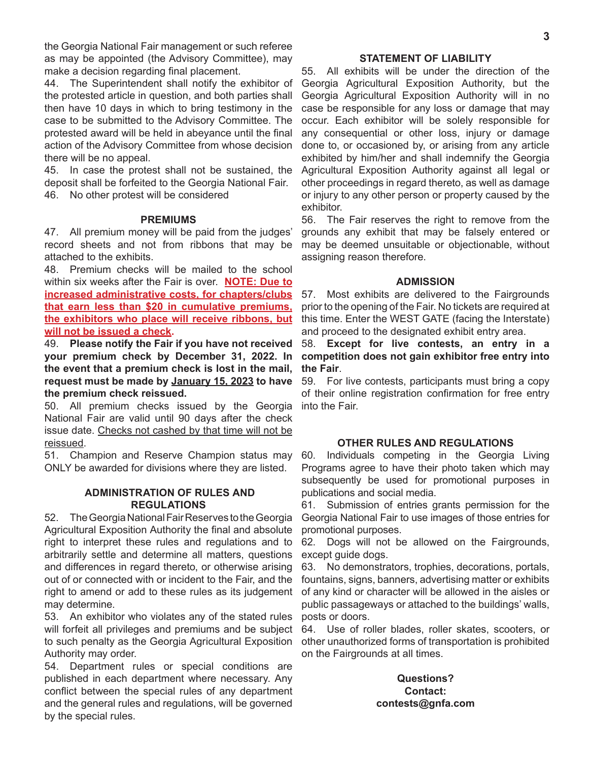the Georgia National Fair management or such referee as may be appointed (the Advisory Committee), may make a decision regarding final placement.

44. The Superintendent shall notify the exhibitor of the protested article in question, and both parties shall then have 10 days in which to bring testimony in the case to be submitted to the Advisory Committee. The protested award will be held in abeyance until the final action of the Advisory Committee from whose decision there will be no appeal.

45. In case the protest shall not be sustained, the deposit shall be forfeited to the Georgia National Fair.

46. No other protest will be considered

### PREMIUMS

47. All premium money will be paid from the judges' record sheets and not from ribbons that may be attached to the exhibits.

48. Premium checks will be mailed to the school within six weeks after the Fair is over. **NOTE: Due to increased administrative costs, for chapters/clubs that earn less than $20 in cumulative premiums, the exhibitors who place will receive ribbons, but will not be issued a check.**

49. **Please notify the Fair if you have not received your premium check by December 31, 2022. In the event that a premium check is lost in the mail, request must be made by January 15, 2023 to have the premium check reissued.**

50. All premium checks issued by the Georgia National Fair are valid until 90 days after the check issue date. Checks not cashed by that time will not be reissued.

51. Champion and Reserve Champion status may ONLY be awarded for divisions where they are listed.

### ADMINISTRATION OF RULES AND REGULATIONS

52. The Georgia National Fair Reserves to the Georgia Agricultural Exposition Authority the final and absolute right to interpret these rules and regulations and to arbitrarily settle and determine all matters, questions and differences in regard thereto, or otherwise arising out of or connected with or incident to the Fair, and the right to amend or add to these rules as its judgement may determine.

53. An exhibitor who violates any of the stated rules will forfeit all privileges and premiums and be subject to such penalty as the Georgia Agricultural Exposition Authority may order.

54. Department rules or special conditions are published in each department where necessary. Any conflict between the special rules of any department and the general rules and regulations, will be governed by the special rules.

### STATEMENT OF LIABILITY

55. All exhibits will be under the direction of the Georgia Agricultural Exposition Authority, but the Georgia Agricultural Exposition Authority will in no case be responsible for any loss or damage that may occur. Each exhibitor will be solely responsible for any consequential or other loss, injury or damage done to, or occasioned by, or arising from any article exhibited by him/her and shall indemnify the Georgia Agricultural Exposition Authority against all legal or other proceedings in regard thereto, as well as damage or injury to any other person or property caused by the exhibitor.

56. The Fair reserves the right to remove from the grounds any exhibit that may be falsely entered or may be deemed unsuitable or objectionable, without assigning reason therefore.

### ADMISSION

57. Most exhibits are delivered to the Fairgrounds prior to the opening of the Fair. No tickets are required at this time. Enter the WEST GATE (facing the Interstate) and proceed to the designated exhibit entry area.

58. **Except for live contests, an entry in a competition does not gain exhibitor free entry into the Fair**.

59. For live contests, participants must bring a copy of their online registration confirmation for free entry into the Fair.

### OTHER RULES AND REGULATIONS

60. Individuals competing in the Georgia Living Programs agree to have their photo taken which may subsequently be used for promotional purposes in publications and social media.

61. Submission of entries grants permission for the Georgia National Fair to use images of those entries for promotional purposes.

62. Dogs will not be allowed on the Fairgrounds, except guide dogs.

63. No demonstrators, trophies, decorations, portals, fountains, signs, banners, advertising matter or exhibits of any kind or character will be allowed in the aisles or public passageways or attached to the buildings' walls, posts or doors.

64. Use of roller blades, roller skates, scooters, or other unauthorized forms of transportation is prohibited on the Fairgrounds at all times.

**Questions?**
**Contact:**
**contests@gnfa.com**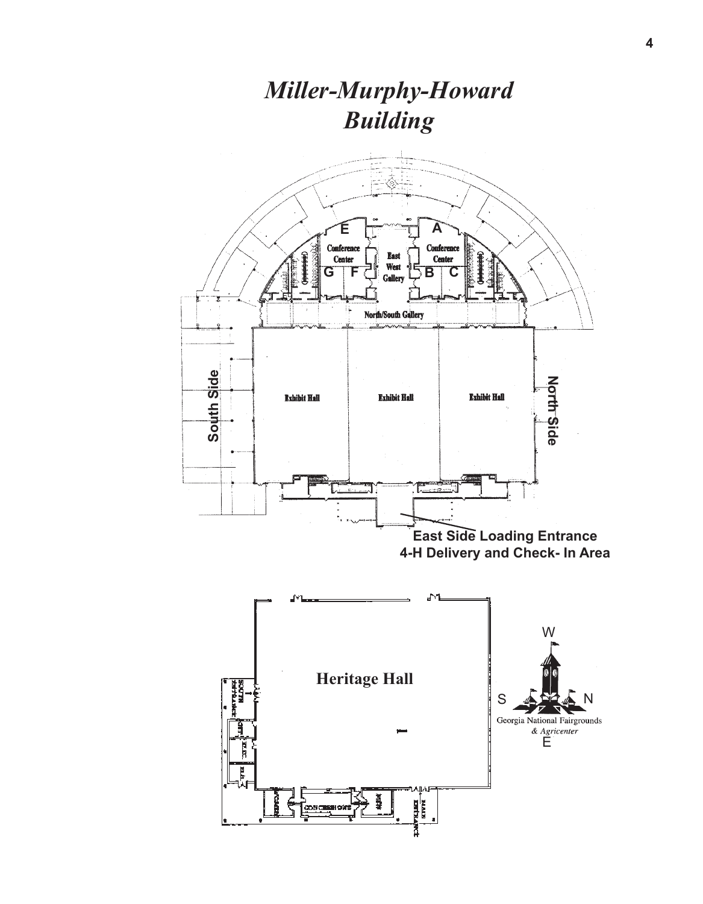# *Miller-Murphy-Howard Building*

E

A

Conference Center

East West Gallery

Conference Center

G F

B C

North/South Gallery

South Side

Exhibit Hall

Exhibit Hall

Exhibit Hall

North Side

**East Side Loading Entrance**
**4-H Delivery and Check- In Area**

Heritage Hall

W

S

N

E

Georgia National Fairgrounds
*& Agricenter*